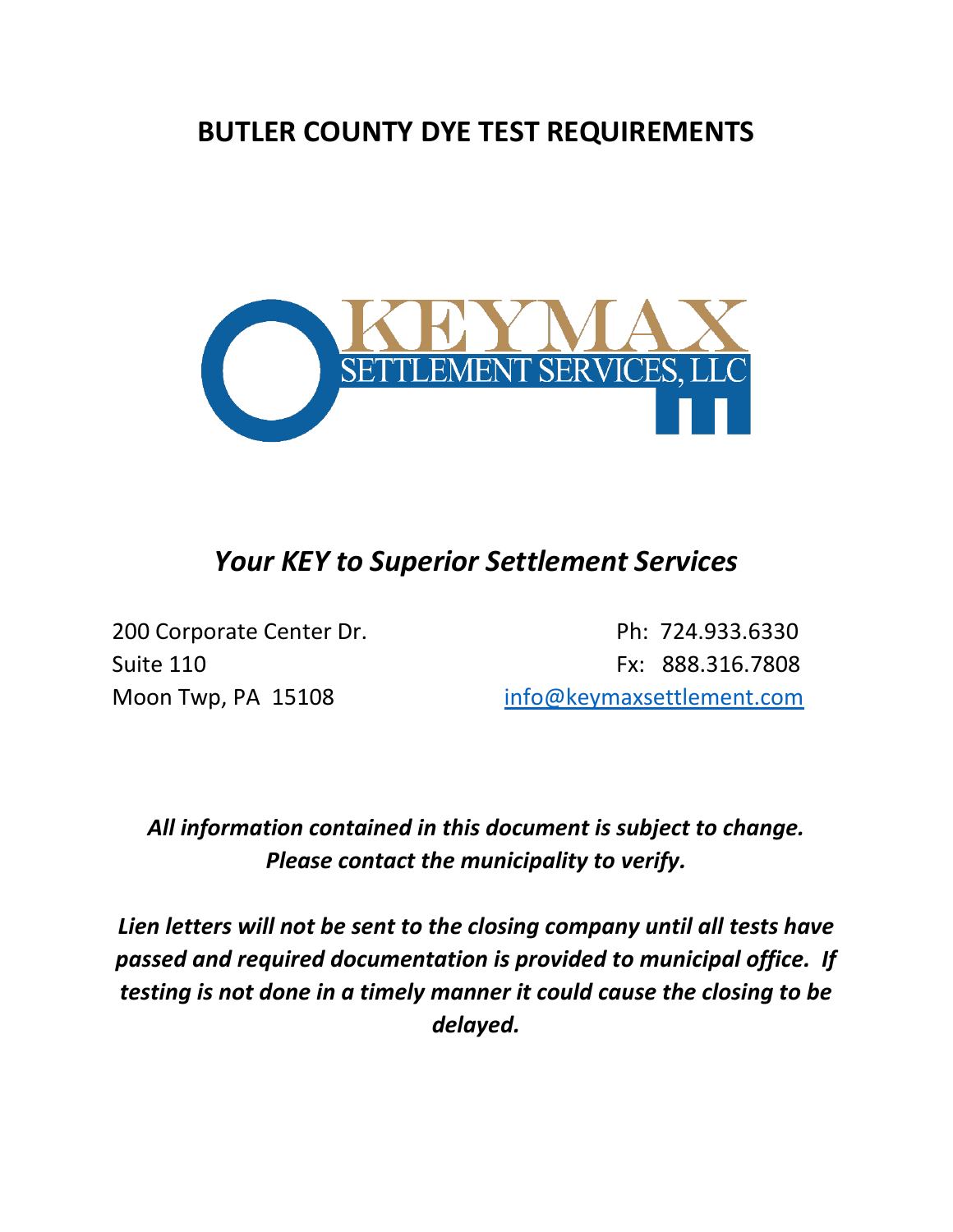# BUTLER COUNTY DYE TEST REQUIREMENTS

KEYMAX

SETTLEMENT SERVICES, LLC

## *Your KEY to Superior Settlement Services*

200 Corporate Center Dr.
Suite 110
Moon Twp, PA 15108

Ph: 724.933.6330
Fx: 888.316.7808
info@keymaxsettlement.com

***All information contained in this document is subject to change. Please contact the municipality to verify.***

***Lien letters will not be sent to the closing company until all tests have passed and required documentation is provided to municipal office. If testing is not done in a timely manner it could cause the closing to be delayed.***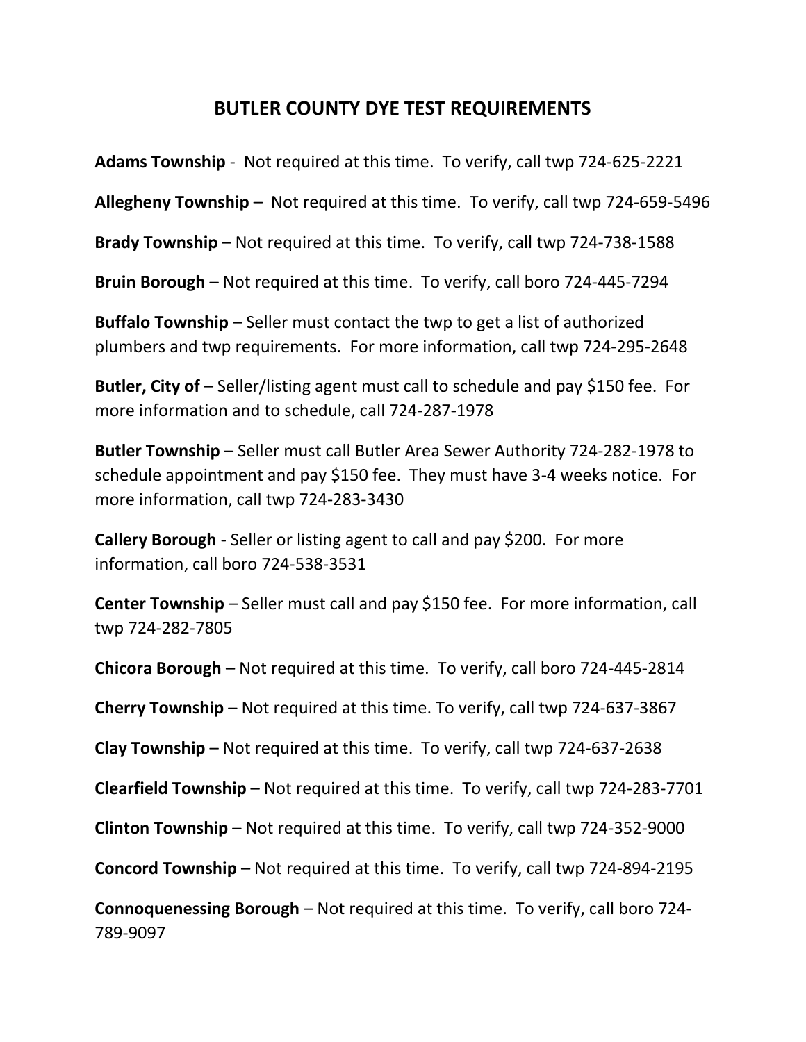# BUTLER COUNTY DYE TEST REQUIREMENTS

**Adams Township** - Not required at this time. To verify, call twp 724-625-2221

**Allegheny Township** – Not required at this time. To verify, call twp 724-659-5496

**Brady Township** – Not required at this time. To verify, call twp 724-738-1588

**Bruin Borough** – Not required at this time. To verify, call boro 724-445-7294

**Buffalo Township** – Seller must contact the twp to get a list of authorized plumbers and twp requirements. For more information, call twp 724-295-2648

**Butler, City of** – Seller/listing agent must call to schedule and pay $150 fee. For more information and to schedule, call 724-287-1978

**Butler Township** – Seller must call Butler Area Sewer Authority 724-282-1978 to schedule appointment and pay $150 fee. They must have 3-4 weeks notice. For more information, call twp 724-283-3430

**Callery Borough** - Seller or listing agent to call and pay $200. For more information, call boro 724-538-3531

**Center Township** – Seller must call and pay $150 fee. For more information, call twp 724-282-7805

**Chicora Borough** – Not required at this time. To verify, call boro 724-445-2814

**Cherry Township** – Not required at this time. To verify, call twp 724-637-3867

**Clay Township** – Not required at this time. To verify, call twp 724-637-2638

**Clearfield Township** – Not required at this time. To verify, call twp 724-283-7701

**Clinton Township** – Not required at this time. To verify, call twp 724-352-9000

**Concord Township** – Not required at this time. To verify, call twp 724-894-2195

**Connoquenessing Borough** – Not required at this time. To verify, call boro 724-789-9097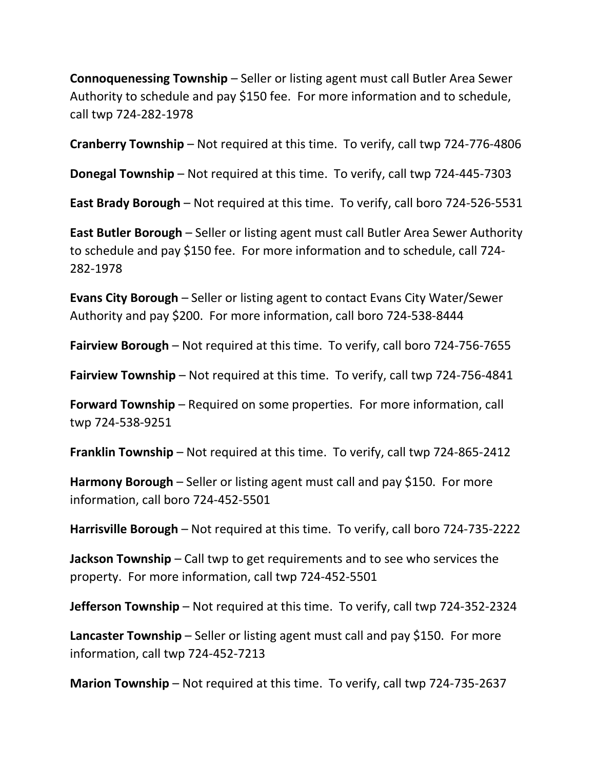**Connoquenessing Township** – Seller or listing agent must call Butler Area Sewer Authority to schedule and pay $150 fee. For more information and to schedule, call twp 724-282-1978

**Cranberry Township** – Not required at this time. To verify, call twp 724-776-4806

**Donegal Township** – Not required at this time. To verify, call twp 724-445-7303

**East Brady Borough** – Not required at this time. To verify, call boro 724-526-5531

**East Butler Borough** – Seller or listing agent must call Butler Area Sewer Authority to schedule and pay $150 fee. For more information and to schedule, call 724-282-1978

**Evans City Borough** – Seller or listing agent to contact Evans City Water/Sewer Authority and pay $200. For more information, call boro 724-538-8444

**Fairview Borough** – Not required at this time. To verify, call boro 724-756-7655

**Fairview Township** – Not required at this time. To verify, call twp 724-756-4841

**Forward Township** – Required on some properties. For more information, call twp 724-538-9251

**Franklin Township** – Not required at this time. To verify, call twp 724-865-2412

**Harmony Borough** – Seller or listing agent must call and pay $150. For more information, call boro 724-452-5501

**Harrisville Borough** – Not required at this time. To verify, call boro 724-735-2222

**Jackson Township** – Call twp to get requirements and to see who services the property. For more information, call twp 724-452-5501

**Jefferson Township** – Not required at this time. To verify, call twp 724-352-2324

**Lancaster Township** – Seller or listing agent must call and pay $150. For more information, call twp 724-452-7213

**Marion Township** – Not required at this time. To verify, call twp 724-735-2637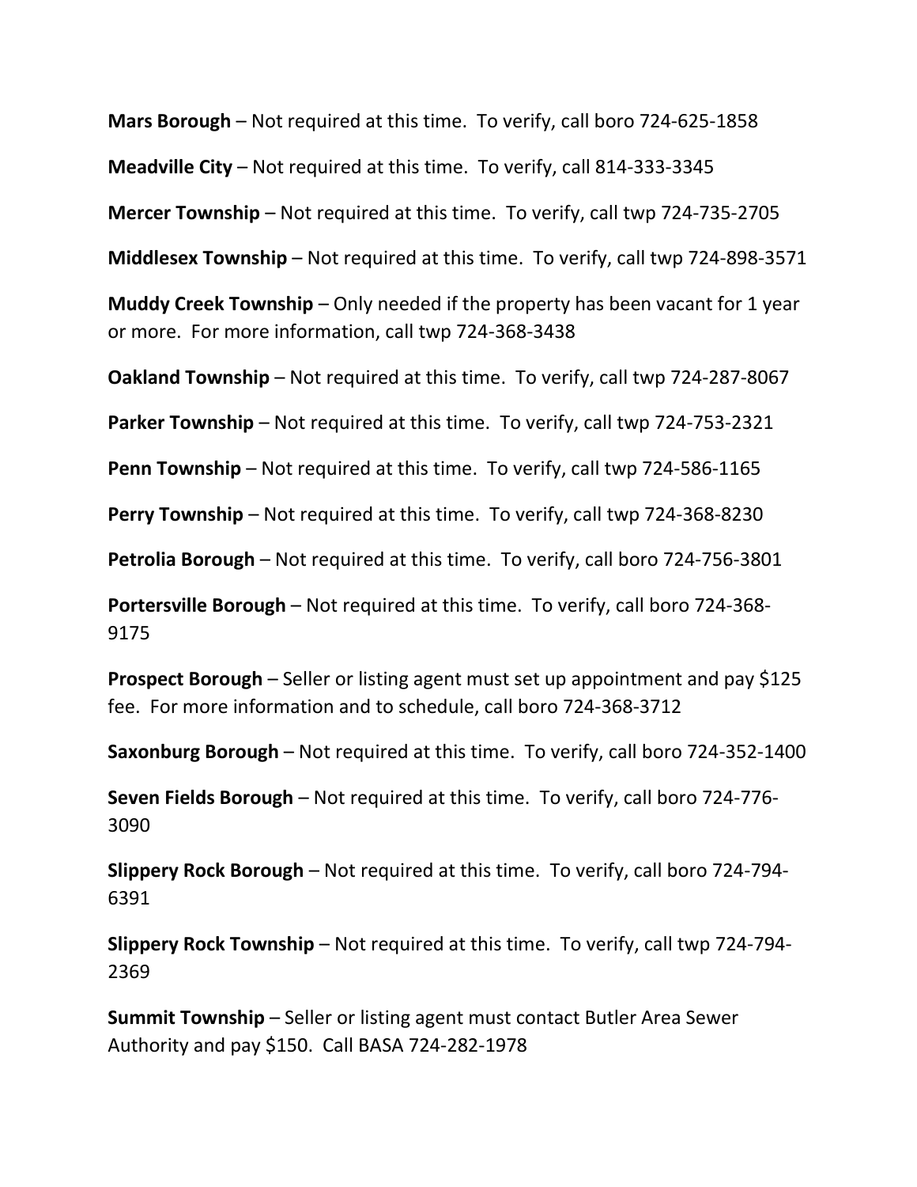**Mars Borough** – Not required at this time. To verify, call boro 724-625-1858

**Meadville City** – Not required at this time. To verify, call 814-333-3345

**Mercer Township** – Not required at this time. To verify, call twp 724-735-2705

**Middlesex Township** – Not required at this time. To verify, call twp 724-898-3571

**Muddy Creek Township** – Only needed if the property has been vacant for 1 year or more. For more information, call twp 724-368-3438

**Oakland Township** – Not required at this time. To verify, call twp 724-287-8067

**Parker Township** – Not required at this time. To verify, call twp 724-753-2321

**Penn Township** – Not required at this time. To verify, call twp 724-586-1165

**Perry Township** – Not required at this time. To verify, call twp 724-368-8230

**Petrolia Borough** – Not required at this time. To verify, call boro 724-756-3801

**Portersville Borough** – Not required at this time. To verify, call boro 724-368-9175

**Prospect Borough** – Seller or listing agent must set up appointment and pay $125 fee. For more information and to schedule, call boro 724-368-3712

**Saxonburg Borough** – Not required at this time. To verify, call boro 724-352-1400

**Seven Fields Borough** – Not required at this time. To verify, call boro 724-776-3090

**Slippery Rock Borough** – Not required at this time. To verify, call boro 724-794-6391

**Slippery Rock Township** – Not required at this time. To verify, call twp 724-794-2369

**Summit Township** – Seller or listing agent must contact Butler Area Sewer Authority and pay $150. Call BASA 724-282-1978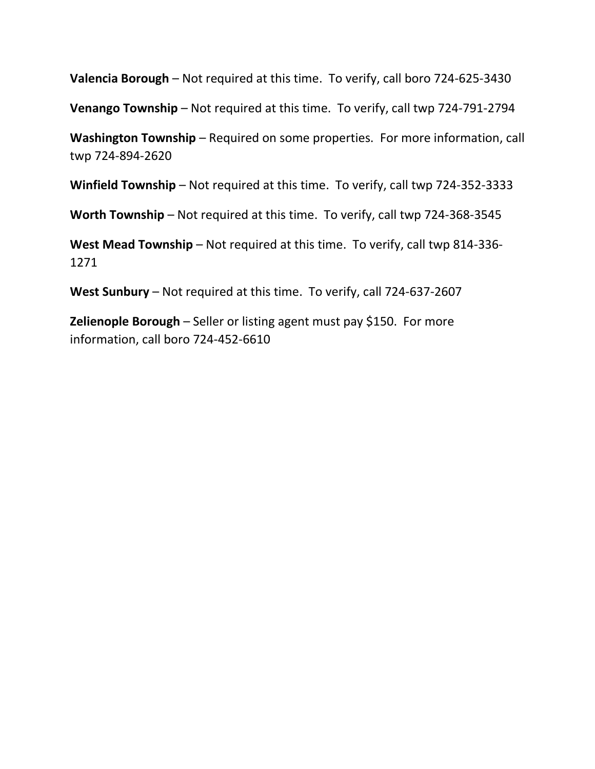**Valencia Borough** – Not required at this time. To verify, call boro 724-625-3430

**Venango Township** – Not required at this time. To verify, call twp 724-791-2794

**Washington Township** – Required on some properties. For more information, call twp 724-894-2620

**Winfield Township** – Not required at this time. To verify, call twp 724-352-3333

**Worth Township** – Not required at this time. To verify, call twp 724-368-3545

**West Mead Township** – Not required at this time. To verify, call twp 814-336-1271

**West Sunbury** – Not required at this time. To verify, call 724-637-2607

**Zelienople Borough** – Seller or listing agent must pay $150. For more information, call boro 724-452-6610